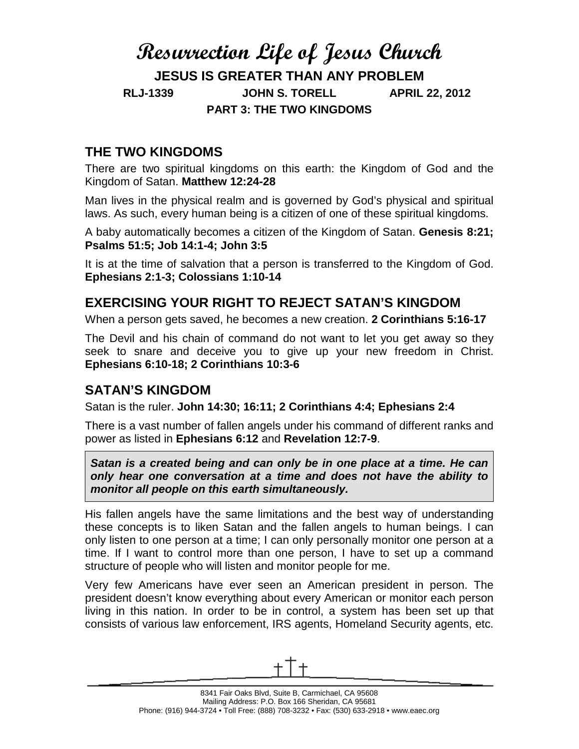# Resurrection Life of Jesus Church

**JESUS IS GREATER THAN ANY PROBLEM**

**RLJ-1339 JOHN S. TORELL APRIL 22, 2012**

**PART 3: THE TWO KINGDOMS**

## THE TWO KINGDOMS

There are two spiritual kingdoms on this earth: the Kingdom of God and the Kingdom of Satan. **Matthew 12:24-28**

Man lives in the physical realm and is governed by God's physical and spiritual laws. As such, every human being is a citizen of one of these spiritual kingdoms.

A baby automatically becomes a citizen of the Kingdom of Satan. **Genesis 8:21; Psalms 51:5; Job 14:1-4; John 3:5**

It is at the time of salvation that a person is transferred to the Kingdom of God. **Ephesians 2:1-3; Colossians 1:10-14**

## EXERCISING YOUR RIGHT TO REJECT SATAN'S KINGDOM

When a person gets saved, he becomes a new creation. **2 Corinthians 5:16-17**

The Devil and his chain of command do not want to let you get away so they seek to snare and deceive you to give up your new freedom in Christ. **Ephesians 6:10-18; 2 Corinthians 10:3-6**

## SATAN'S KINGDOM

Satan is the ruler. **John 14:30; 16:11; 2 Corinthians 4:4; Ephesians 2:4**

There is a vast number of fallen angels under his command of different ranks and power as listed in **Ephesians 6:12** and **Revelation 12:7-9**.

***Satan is a created being and can only be in one place at a time. He can only hear one conversation at a time and does not have the ability to monitor all people on this earth simultaneously.***

His fallen angels have the same limitations and the best way of understanding these concepts is to liken Satan and the fallen angels to human beings. I can only listen to one person at a time; I can only personally monitor one person at a time. If I want to control more than one person, I have to set up a command structure of people who will listen and monitor people for me.

Very few Americans have ever seen an American president in person. The president doesn't know everything about every American or monitor each person living in this nation. In order to be in control, a system has been set up that consists of various law enforcement, IRS agents, Homeland Security agents, etc.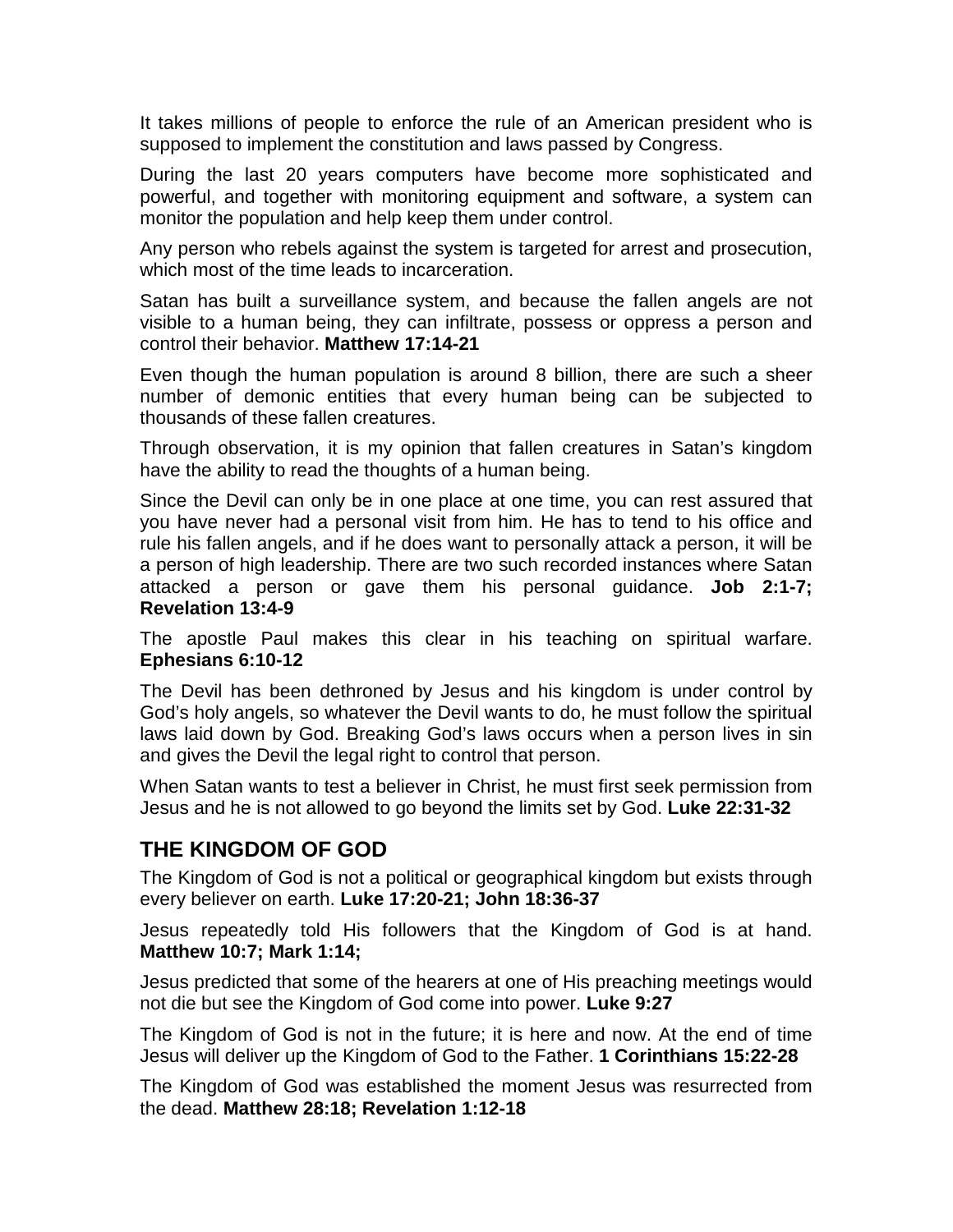It takes millions of people to enforce the rule of an American president who is supposed to implement the constitution and laws passed by Congress.

During the last 20 years computers have become more sophisticated and powerful, and together with monitoring equipment and software, a system can monitor the population and help keep them under control.

Any person who rebels against the system is targeted for arrest and prosecution, which most of the time leads to incarceration.

Satan has built a surveillance system, and because the fallen angels are not visible to a human being, they can infiltrate, possess or oppress a person and control their behavior. **Matthew 17:14-21**

Even though the human population is around 8 billion, there are such a sheer number of demonic entities that every human being can be subjected to thousands of these fallen creatures.

Through observation, it is my opinion that fallen creatures in Satan's kingdom have the ability to read the thoughts of a human being.

Since the Devil can only be in one place at one time, you can rest assured that you have never had a personal visit from him. He has to tend to his office and rule his fallen angels, and if he does want to personally attack a person, it will be a person of high leadership. There are two such recorded instances where Satan attacked a person or gave them his personal guidance. **Job 2:1-7; Revelation 13:4-9**

The apostle Paul makes this clear in his teaching on spiritual warfare. **Ephesians 6:10-12**

The Devil has been dethroned by Jesus and his kingdom is under control by God's holy angels, so whatever the Devil wants to do, he must follow the spiritual laws laid down by God. Breaking God's laws occurs when a person lives in sin and gives the Devil the legal right to control that person.

When Satan wants to test a believer in Christ, he must first seek permission from Jesus and he is not allowed to go beyond the limits set by God. **Luke 22:31-32**

## THE KINGDOM OF GOD

The Kingdom of God is not a political or geographical kingdom but exists through every believer on earth. **Luke 17:20-21; John 18:36-37**

Jesus repeatedly told His followers that the Kingdom of God is at hand. **Matthew 10:7; Mark 1:14;**

Jesus predicted that some of the hearers at one of His preaching meetings would not die but see the Kingdom of God come into power. **Luke 9:27**

The Kingdom of God is not in the future; it is here and now. At the end of time Jesus will deliver up the Kingdom of God to the Father. **1 Corinthians 15:22-28**

The Kingdom of God was established the moment Jesus was resurrected from the dead. **Matthew 28:18; Revelation 1:12-18**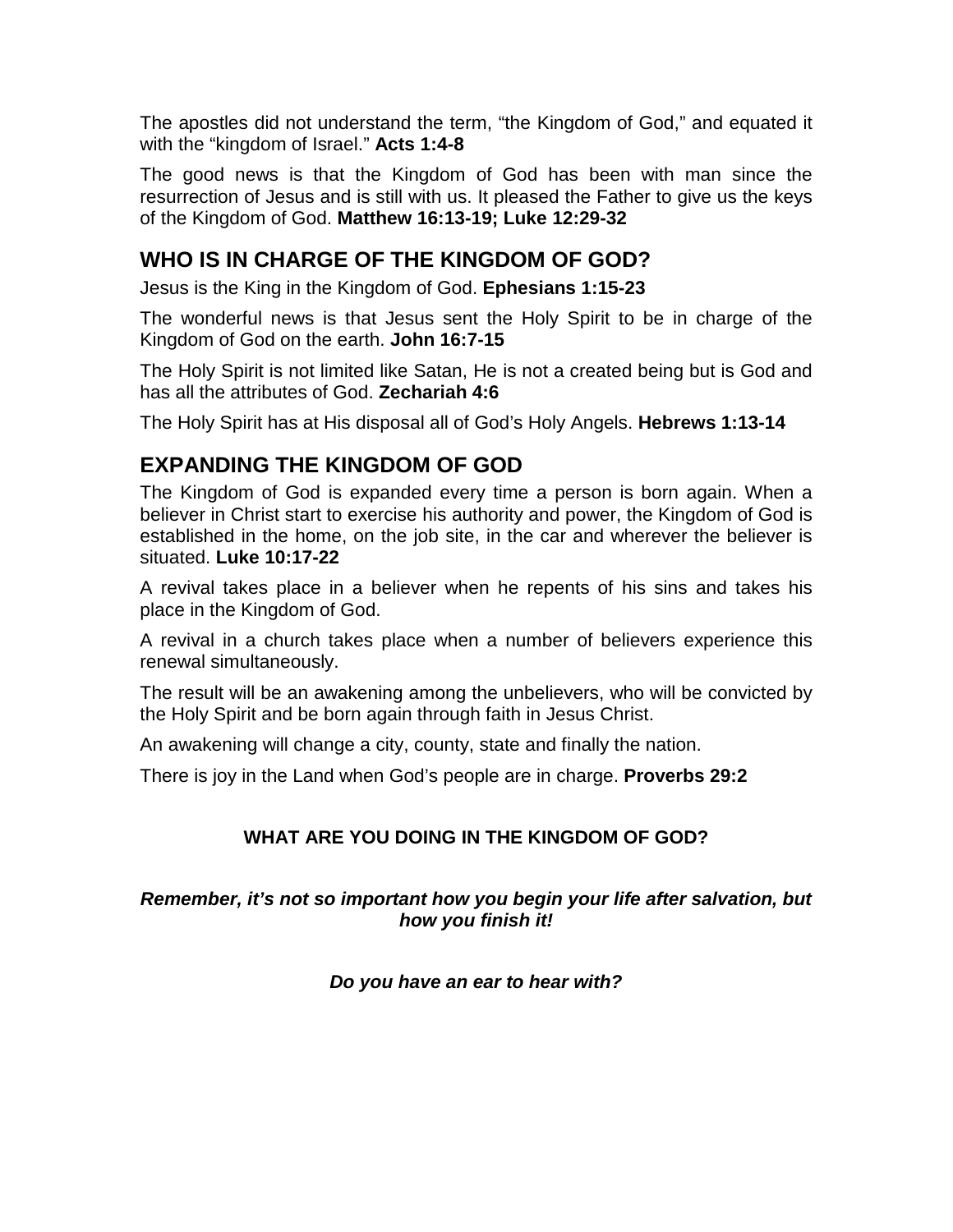The apostles did not understand the term, "the Kingdom of God," and equated it with the "kingdom of Israel." **Acts 1:4-8**

The good news is that the Kingdom of God has been with man since the resurrection of Jesus and is still with us. It pleased the Father to give us the keys of the Kingdom of God. **Matthew 16:13-19; Luke 12:29-32**

## WHO IS IN CHARGE OF THE KINGDOM OF GOD?

Jesus is the King in the Kingdom of God. **Ephesians 1:15-23**

The wonderful news is that Jesus sent the Holy Spirit to be in charge of the Kingdom of God on the earth. **John 16:7-15**

The Holy Spirit is not limited like Satan, He is not a created being but is God and has all the attributes of God. **Zechariah 4:6**

The Holy Spirit has at His disposal all of God's Holy Angels. **Hebrews 1:13-14**

## EXPANDING THE KINGDOM OF GOD

The Kingdom of God is expanded every time a person is born again. When a believer in Christ start to exercise his authority and power, the Kingdom of God is established in the home, on the job site, in the car and wherever the believer is situated. **Luke 10:17-22**

A revival takes place in a believer when he repents of his sins and takes his place in the Kingdom of God.

A revival in a church takes place when a number of believers experience this renewal simultaneously.

The result will be an awakening among the unbelievers, who will be convicted by the Holy Spirit and be born again through faith in Jesus Christ.

An awakening will change a city, county, state and finally the nation.

There is joy in the Land when God's people are in charge. **Proverbs 29:2**

**WHAT ARE YOU DOING IN THE KINGDOM OF GOD?**

***Remember, it's not so important how you begin your life after salvation, but how you finish it!***

***Do you have an ear to hear with?***